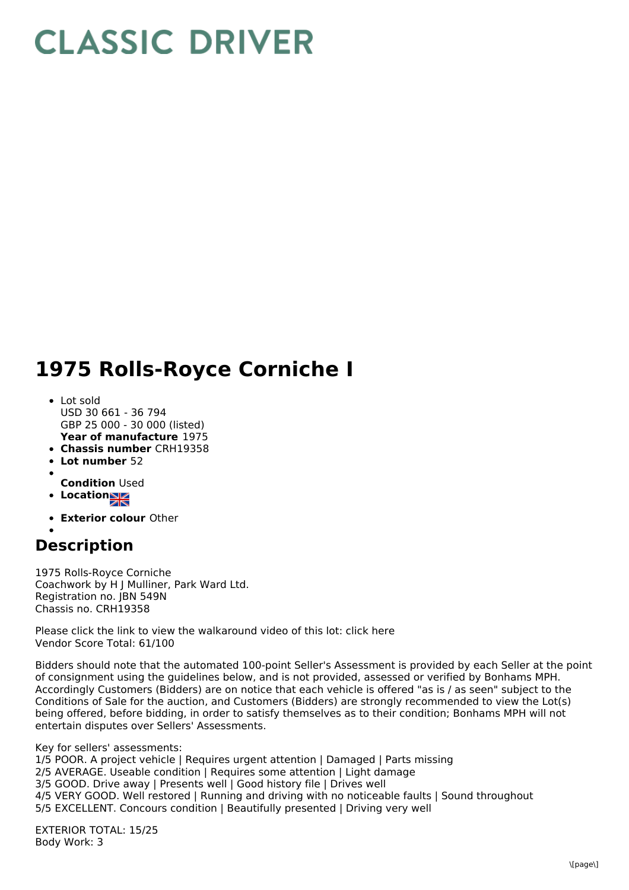# CLASSIC DRIVER

# 1975 Rolls-Royce Corniche I

- Lot sold
  USD 30 661 - 36 794
  GBP 25 000 - 30 000 (listed)
  **Year of manufacture** 1975
- **Chassis number** CRH19358
- **Lot number** 52
- 
  **Condition** Used
- **Location**
- **Exterior colour** Other
- 

## Description

1975 Rolls-Royce Corniche
Coachwork by H J Mulliner, Park Ward Ltd.
Registration no. JBN 549N
Chassis no. CRH19358

Please click the link to view the walkaround video of this lot: click here
Vendor Score Total: 61/100

Bidders should note that the automated 100-point Seller's Assessment is provided by each Seller at the point of consignment using the guidelines below, and is not provided, assessed or verified by Bonhams MPH. Accordingly Customers (Bidders) are on notice that each vehicle is offered "as is / as seen" subject to the Conditions of Sale for the auction, and Customers (Bidders) are strongly recommended to view the Lot(s) being offered, before bidding, in order to satisfy themselves as to their condition; Bonhams MPH will not entertain disputes over Sellers' Assessments.

Key for sellers' assessments:
1/5 POOR. A project vehicle | Requires urgent attention | Damaged | Parts missing
2/5 AVERAGE. Useable condition | Requires some attention | Light damage
3/5 GOOD. Drive away | Presents well | Good history file | Drives well
4/5 VERY GOOD. Well restored | Running and driving with no noticeable faults | Sound throughout
5/5 EXCELLENT. Concours condition | Beautifully presented | Driving very well

EXTERIOR TOTAL: 15/25
Body Work: 3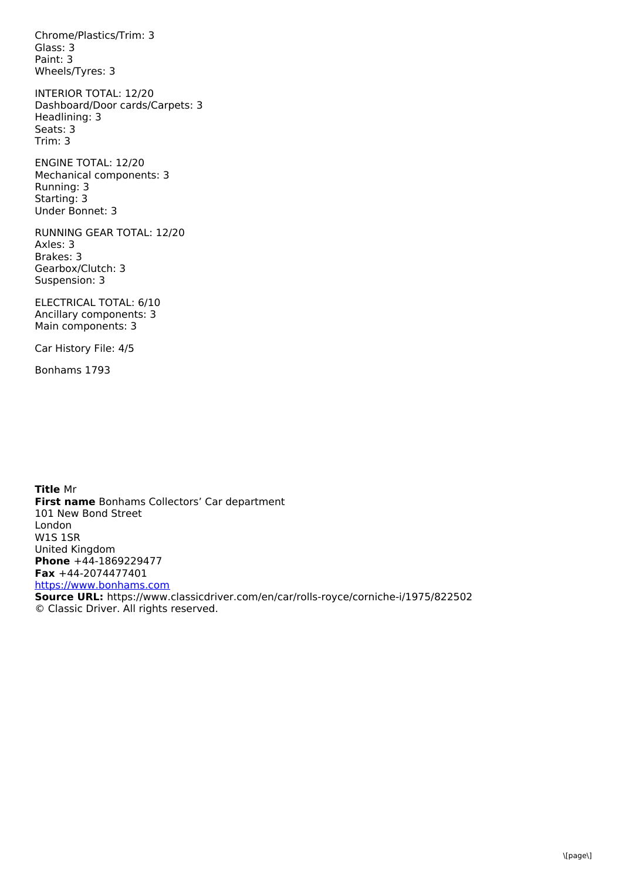Chrome/Plastics/Trim: 3
Glass: 3
Paint: 3
Wheels/Tyres: 3

INTERIOR TOTAL: 12/20
Dashboard/Door cards/Carpets: 3
Headlining: 3
Seats: 3
Trim: 3

ENGINE TOTAL: 12/20
Mechanical components: 3
Running: 3
Starting: 3
Under Bonnet: 3

RUNNING GEAR TOTAL: 12/20
Axles: 3
Brakes: 3
Gearbox/Clutch: 3
Suspension: 3

ELECTRICAL TOTAL: 6/10
Ancillary components: 3
Main components: 3

Car History File: 4/5

Bonhams 1793

**Title** Mr
**First name** Bonhams Collectors' Car department
101 New Bond Street
London
W1S 1SR
United Kingdom
**Phone** +44-1869229477
**Fax** +44-2074477401
[https://www.bonhams.com](https://www.bonhams.com)
**Source URL:** https://www.classicdriver.com/en/car/rolls-royce/corniche-i/1975/822502
© Classic Driver. All rights reserved.